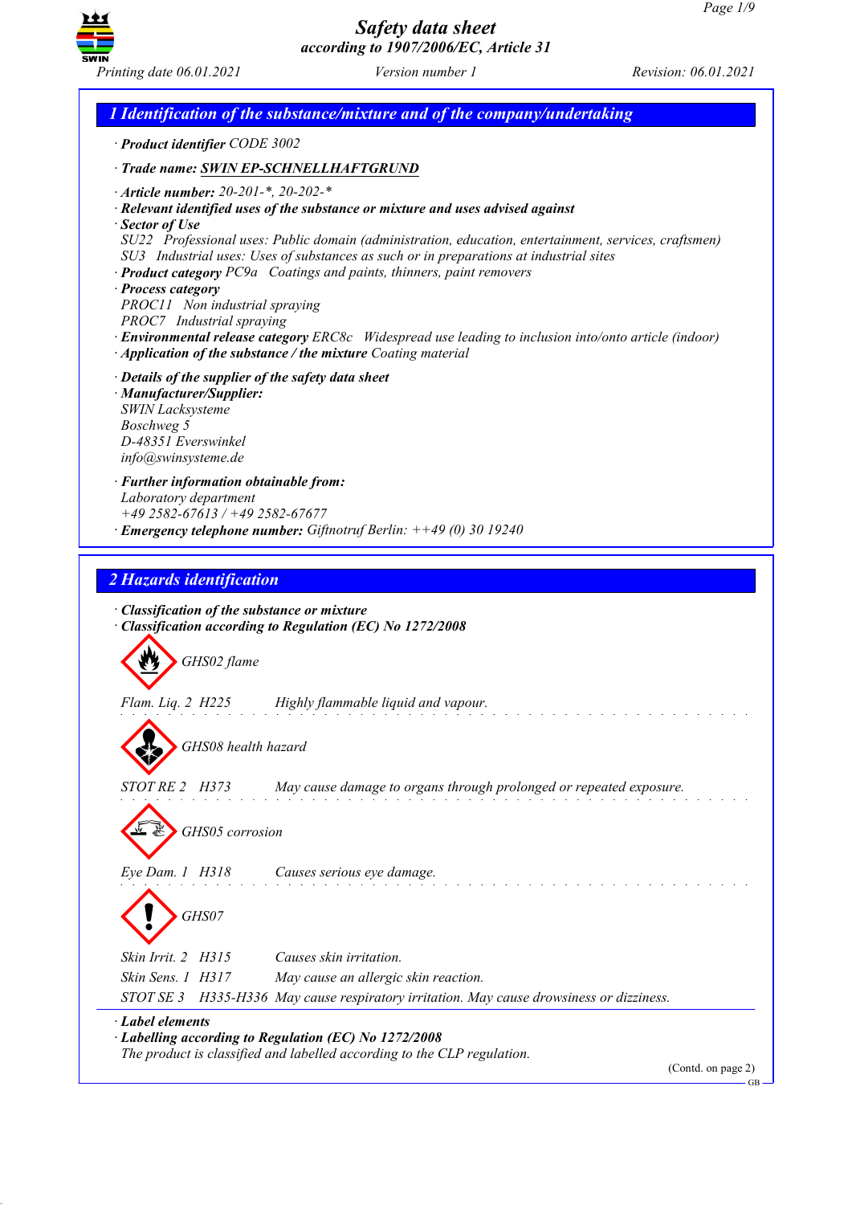# Safety data sheet
*according to 1907/2006/EC, Article 31*

*Printing date 06.01.2021* *Version number 1* *Revision: 06.01.2021*

## 1 Identification of the substance/mixture and of the company/undertaking

· **Product identifier** CODE 3002

· **Trade name: SWIN EP-SCHNELLHAFTGRUND**

· **Article number:** 20-201-*, 20-202-*
· **Relevant identified uses of the substance or mixture and uses advised against**
· **Sector of Use**
SU22 Professional uses: Public domain (administration, education, entertainment, services, craftsmen)
SU3 Industrial uses: Uses of substances as such or in preparations at industrial sites
· **Product category** PC9a Coatings and paints, thinners, paint removers
· **Process category**
PROC11 Non industrial spraying
PROC7 Industrial spraying
· **Environmental release category** ERC8c Widespread use leading to inclusion into/onto article (indoor)
· **Application of the substance / the mixture** Coating material

· **Details of the supplier of the safety data sheet**
· **Manufacturer/Supplier:**
SWIN Lacksysteme
Boschweg 5
D-48351 Everswinkel
info@swinsysteme.de

· **Further information obtainable from:**
Laboratory department
+49 2582-67613 / +49 2582-67677
· **Emergency telephone number:** Giftnotruf Berlin: ++49 (0) 30 19240

## 2 Hazards identification

· **Classification of the substance or mixture**
· **Classification according to Regulation (EC) No 1272/2008**

GHS02 flame

Flam. Liq. 2 H225 Highly flammable liquid and vapour.

GHS08 health hazard

STOT RE 2 H373 May cause damage to organs through prolonged or repeated exposure.

GHS05 corrosion

Eye Dam. 1 H318 Causes serious eye damage.

GHS07

Skin Irrit. 2 H315 Causes skin irritation.
Skin Sens. 1 H317 May cause an allergic skin reaction.
STOT SE 3 H335-H336 May cause respiratory irritation. May cause drowsiness or dizziness.

· **Label elements**
· **Labelling according to Regulation (EC) No 1272/2008**
The product is classified and labelled according to the CLP regulation.

(Contd. on page 2)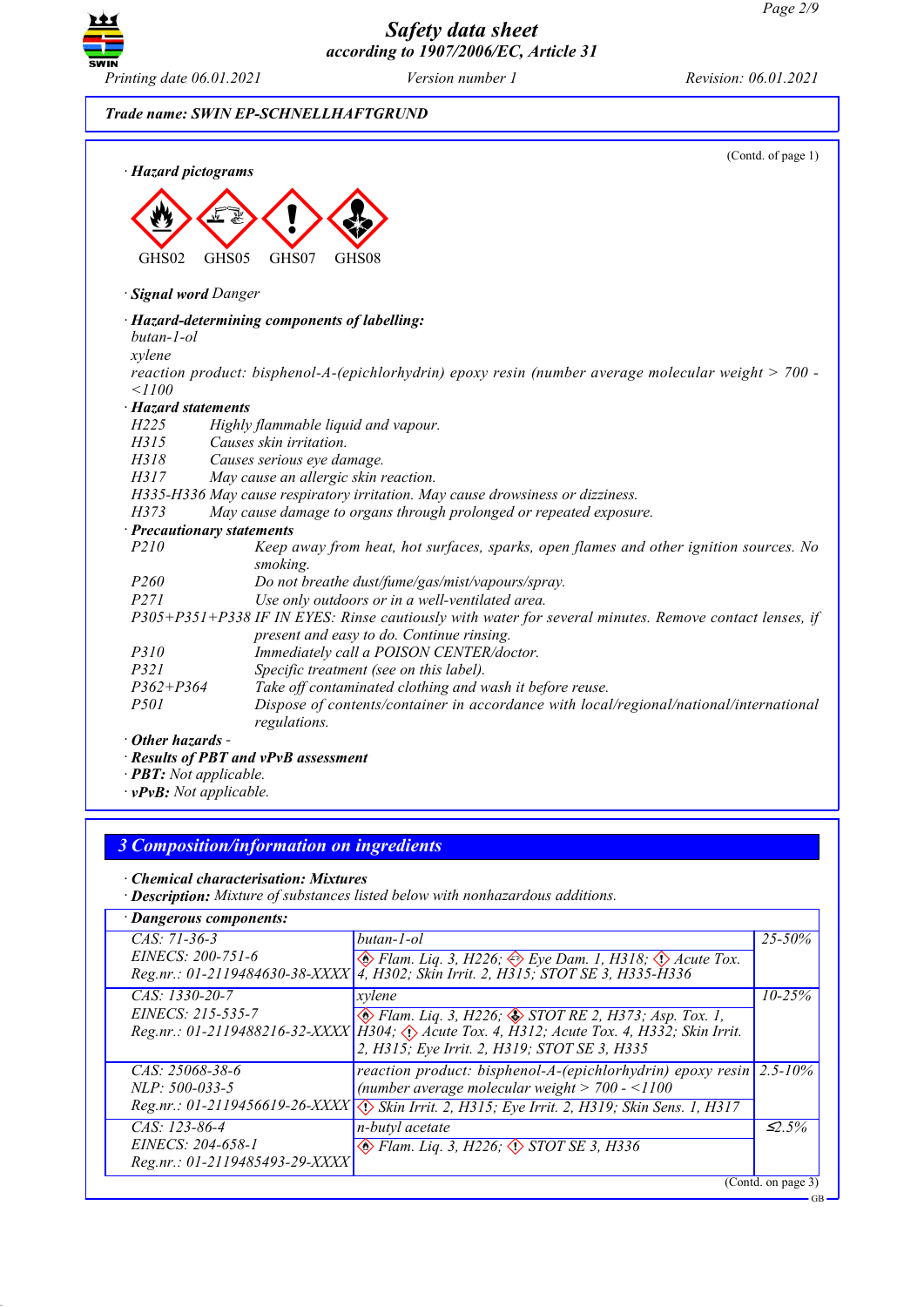Trade name: SWIN EP-SCHNELLHAFTGRUND

(Contd. of page 1)

· **Hazard pictograms**

GHS02 GHS05 GHS07 GHS08

· **Signal word** Danger

· **Hazard-determining components of labelling:**
butan-1-ol
xylene
reaction product: bisphenol-A-(epichlorhydrin) epoxy resin (number average molecular weight > 700 - <1100

· **Hazard statements**

H225 Highly flammable liquid and vapour.
H315 Causes skin irritation.
H318 Causes serious eye damage.
H317 May cause an allergic skin reaction.
H335-H336 May cause respiratory irritation. May cause drowsiness or dizziness.
H373 May cause damage to organs through prolonged or repeated exposure.

· **Precautionary statements**

P210 Keep away from heat, hot surfaces, sparks, open flames and other ignition sources. No smoking.
P260 Do not breathe dust/fume/gas/mist/vapours/spray.
P271 Use only outdoors or in a well-ventilated area.
P305+P351+P338 IF IN EYES: Rinse cautiously with water for several minutes. Remove contact lenses, if present and easy to do. Continue rinsing.
P310 Immediately call a POISON CENTER/doctor.
P321 Specific treatment (see on this label).
P362+P364 Take off contaminated clothing and wash it before reuse.
P501 Dispose of contents/container in accordance with local/regional/national/international regulations.

· **Other hazards** -

· **Results of PBT and vPvB assessment**

· **PBT:** Not applicable.

· **vPvB:** Not applicable.

## 3 Composition/information on ingredients

· **Chemical characterisation: Mixtures**

· **Description:** Mixture of substances listed below with nonhazardous additions.

| · Dangerous components: | | |
|---|---|---|
| CAS: 71-36-3<br>EINECS: 200-751-6<br>Reg.nr.: 01-2119484630-38-XXXX | butan-1-ol<br>Flam. Liq. 3, H226; Eye Dam. 1, H318; Acute Tox. 4, H302; Skin Irrit. 2, H315; STOT SE 3, H335-H336 | 25-50% |
| CAS: 1330-20-7<br>EINECS: 215-535-7<br>Reg.nr.: 01-2119488216-32-XXXX | xylene<br>Flam. Liq. 3, H226; STOT RE 2, H373; Asp. Tox. 1, H304; Acute Tox. 4, H312; Acute Tox. 4, H332; Skin Irrit. 2, H315; Eye Irrit. 2, H319; STOT SE 3, H335 | 10-25% |
| CAS: 25068-38-6<br>NLP: 500-033-5<br>Reg.nr.: 01-2119456619-26-XXXX | reaction product: bisphenol-A-(epichlorhydrin) epoxy resin (number average molecular weight > 700 - <1100<br>Skin Irrit. 2, H315; Eye Irrit. 2, H319; Skin Sens. 1, H317 | 2.5-10% |
| CAS: 123-86-4<br>EINECS: 204-658-1<br>Reg.nr.: 01-2119485493-29-XXXX | n-butyl acetate<br>Flam. Liq. 3, H226; STOT SE 3, H336 | ≤2.5% |

(Contd. on page 3)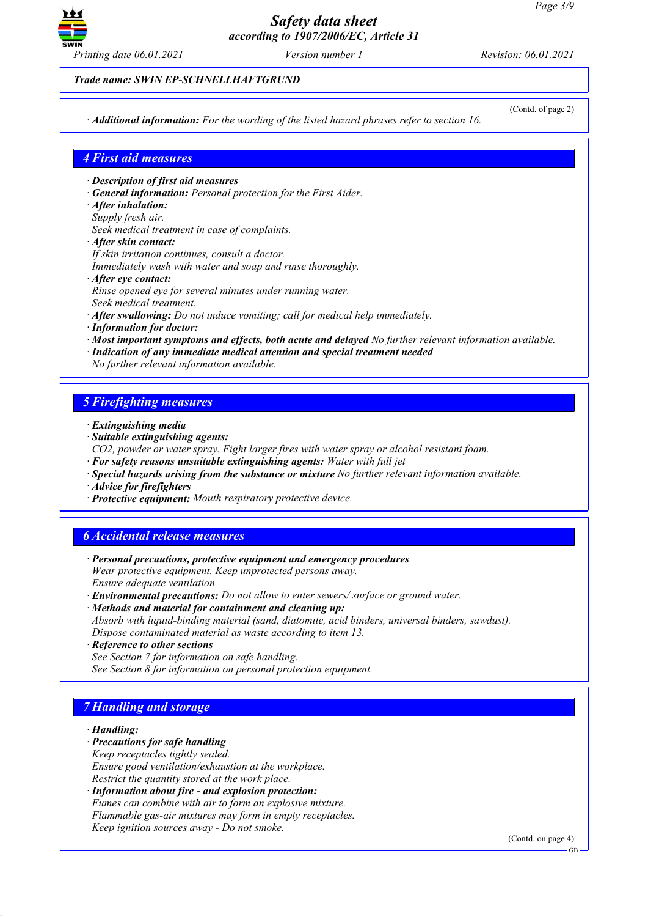Trade name: SWIN EP-SCHNELLHAFTGRUND

(Contd. of page 2)

· **Additional information:** For the wording of the listed hazard phrases refer to section 16.

## 4 First aid measures

· **Description of first aid measures**
· **General information:** Personal protection for the First Aider.
· **After inhalation:**
Supply fresh air.
Seek medical treatment in case of complaints.
· **After skin contact:**
If skin irritation continues, consult a doctor.
Immediately wash with water and soap and rinse thoroughly.
· **After eye contact:**
Rinse opened eye for several minutes under running water.
Seek medical treatment.
· **After swallowing:** Do not induce vomiting; call for medical help immediately.
· **Information for doctor:**
· **Most important symptoms and effects, both acute and delayed** No further relevant information available.
· **Indication of any immediate medical attention and special treatment needed**
No further relevant information available.

## 5 Firefighting measures

· **Extinguishing media**
· **Suitable extinguishing agents:**
CO2, powder or water spray. Fight larger fires with water spray or alcohol resistant foam.
· **For safety reasons unsuitable extinguishing agents:** Water with full jet
· **Special hazards arising from the substance or mixture** No further relevant information available.
· **Advice for firefighters**
· **Protective equipment:** Mouth respiratory protective device.

## 6 Accidental release measures

· **Personal precautions, protective equipment and emergency procedures**
Wear protective equipment. Keep unprotected persons away.
Ensure adequate ventilation
· **Environmental precautions:** Do not allow to enter sewers/ surface or ground water.
· **Methods and material for containment and cleaning up:**
Absorb with liquid-binding material (sand, diatomite, acid binders, universal binders, sawdust).
Dispose contaminated material as waste according to item 13.
· **Reference to other sections**
See Section 7 for information on safe handling.
See Section 8 for information on personal protection equipment.

## 7 Handling and storage

· **Handling:**
· **Precautions for safe handling**
Keep receptacles tightly sealed.
Ensure good ventilation/exhaustion at the workplace.
Restrict the quantity stored at the work place.
· **Information about fire - and explosion protection:**
Fumes can combine with air to form an explosive mixture.
Flammable gas-air mixtures may form in empty receptacles.
Keep ignition sources away - Do not smoke.

(Contd. on page 4)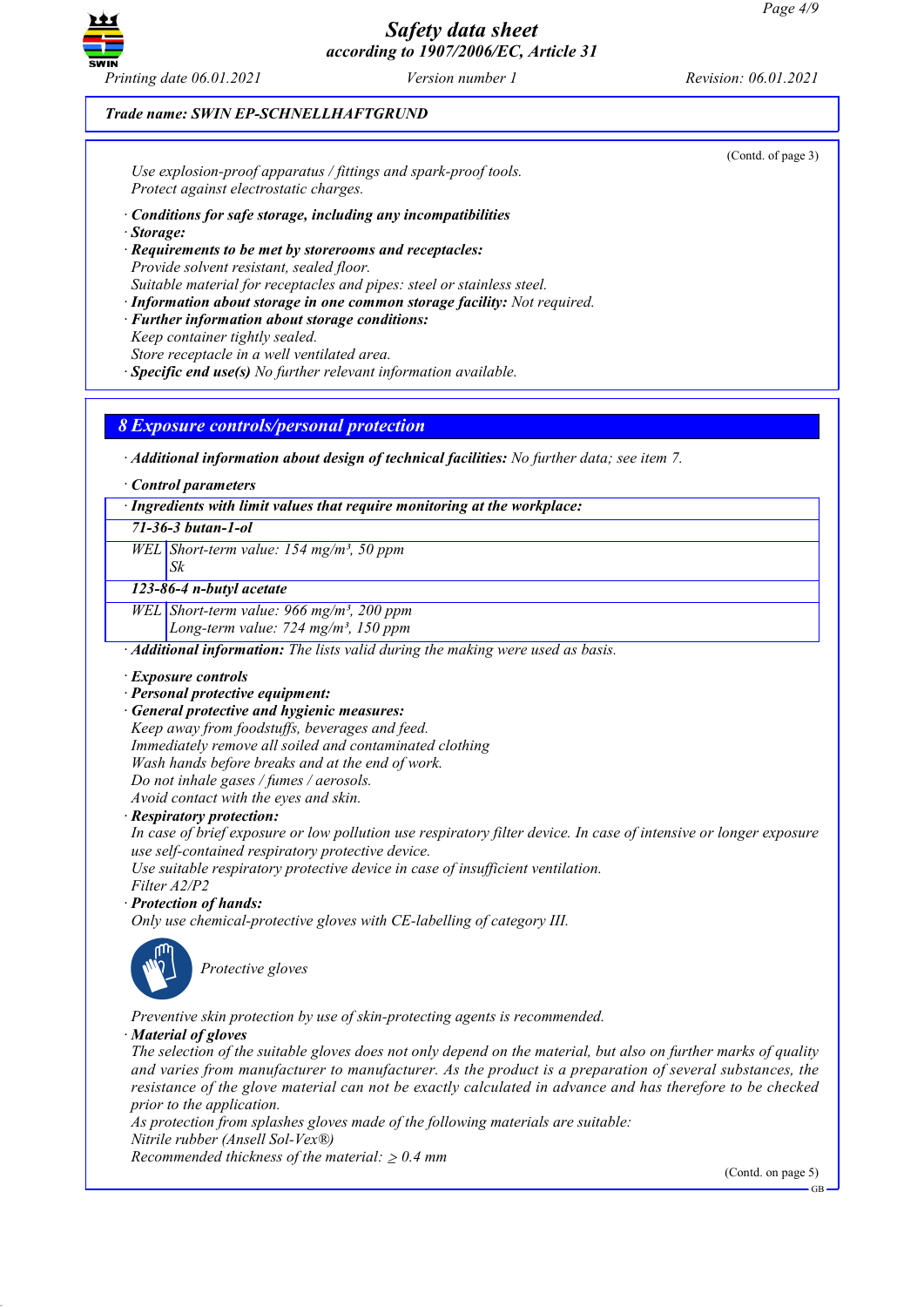Trade name: SWIN EP-SCHNELLHAFTGRUND

(Contd. of page 3)

Use explosion-proof apparatus / fittings and spark-proof tools.
Protect against electrostatic charges.

· **Conditions for safe storage, including any incompatibilities**
· **Storage:**
· **Requirements to be met by storerooms and receptacles:**
Provide solvent resistant, sealed floor.
Suitable material for receptacles and pipes: steel or stainless steel.
· **Information about storage in one common storage facility:** Not required.
· **Further information about storage conditions:**
Keep container tightly sealed.
Store receptacle in a well ventilated area.
· **Specific end use(s)** No further relevant information available.

## 8 Exposure controls/personal protection

· **Additional information about design of technical facilities:** No further data; see item 7.

· **Control parameters**

| · Ingredients with limit values that require monitoring at the workplace: | |
|---|---|
| **71-36-3 butan-1-ol** | |
| WEL | Short-term value: 154 mg/m³, 50 ppm<br>Sk |
| **123-86-4 n-butyl acetate** | |
| WEL | Short-term value: 966 mg/m³, 200 ppm<br>Long-term value: 724 mg/m³, 150 ppm |

· **Additional information:** The lists valid during the making were used as basis.

· **Exposure controls**
· **Personal protective equipment:**
· **General protective and hygienic measures:**
Keep away from foodstuffs, beverages and feed.
Immediately remove all soiled and contaminated clothing
Wash hands before breaks and at the end of work.
Do not inhale gases / fumes / aerosols.
Avoid contact with the eyes and skin.
· **Respiratory protection:**
In case of brief exposure or low pollution use respiratory filter device. In case of intensive or longer exposure use self-contained respiratory protective device.
Use suitable respiratory protective device in case of insufficient ventilation.
Filter A2/P2
· **Protection of hands:**
Only use chemical-protective gloves with CE-labelling of category III.

Protective gloves

Preventive skin protection by use of skin-protecting agents is recommended.
· **Material of gloves**
The selection of the suitable gloves does not only depend on the material, but also on further marks of quality and varies from manufacturer to manufacturer. As the product is a preparation of several substances, the resistance of the glove material can not be exactly calculated in advance and has therefore to be checked prior to the application.
As protection from splashes gloves made of the following materials are suitable:
Nitrile rubber (Ansell Sol-Vex®)
Recommended thickness of the material: $\geq$ 0.4 mm

(Contd. on page 5)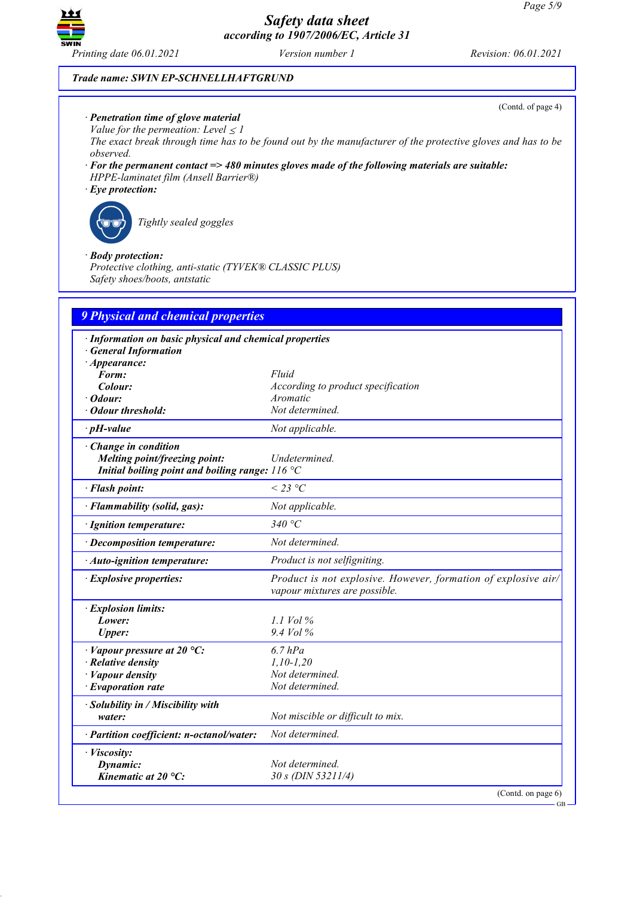**Trade name: SWIN EP-SCHNELLHAFTGRUND**

(Contd. of page 4)

· **Penetration time of glove material**
Value for the permeation: Level ≤ 1
The exact break through time has to be found out by the manufacturer of the protective gloves and has to be observed.
· **For the permanent contact => 480 minutes gloves made of the following materials are suitable:**
HPPE-laminatet film (Ansell Barrier®)
· **Eye protection:**

Tightly sealed goggles

· **Body protection:**
Protective clothing, anti-static (TYVEK® CLASSIC PLUS)
Safety shoes/boots, antstatic

## 9 Physical and chemical properties

| · **Information on basic physical and chemical properties** | |
|---|---|
| · **General Information** | |
| · **Appearance:** | |
| **Form:** | Fluid |
| **Colour:** | According to product specification |
| · **Odour:** | Aromatic |
| · **Odour threshold:** | Not determined. |
| · **pH-value** | Not applicable. |
| · **Change in condition** | |
| **Melting point/freezing point:** | Undetermined. |
| **Initial boiling point and boiling range:** | 116 °C |
| · **Flash point:** | < 23 °C |
| · **Flammability (solid, gas):** | Not applicable. |
| · **Ignition temperature:** | 340 °C |
| · **Decomposition temperature:** | Not determined. |
| · **Auto-ignition temperature:** | Product is not selfigniting. |
| · **Explosive properties:** | Product is not explosive. However, formation of explosive air/vapour mixtures are possible. |
| · **Explosion limits:** | |
| **Lower:** | 1.1 Vol % |
| **Upper:** | 9.4 Vol % |
| · **Vapour pressure at 20 °C:** | 6.7 hPa |
| · **Relative density** | 1,10-1,20 |
| · **Vapour density** | Not determined. |
| · **Evaporation rate** | Not determined. |
| · **Solubility in / Miscibility with water:** | Not miscible or difficult to mix. |
| · **Partition coefficient: n-octanol/water:** | Not determined. |
| · **Viscosity:** | |
| **Dynamic:** | Not determined. |
| **Kinematic at 20 °C:** | 30 s (DIN 53211/4) |

(Contd. on page 6)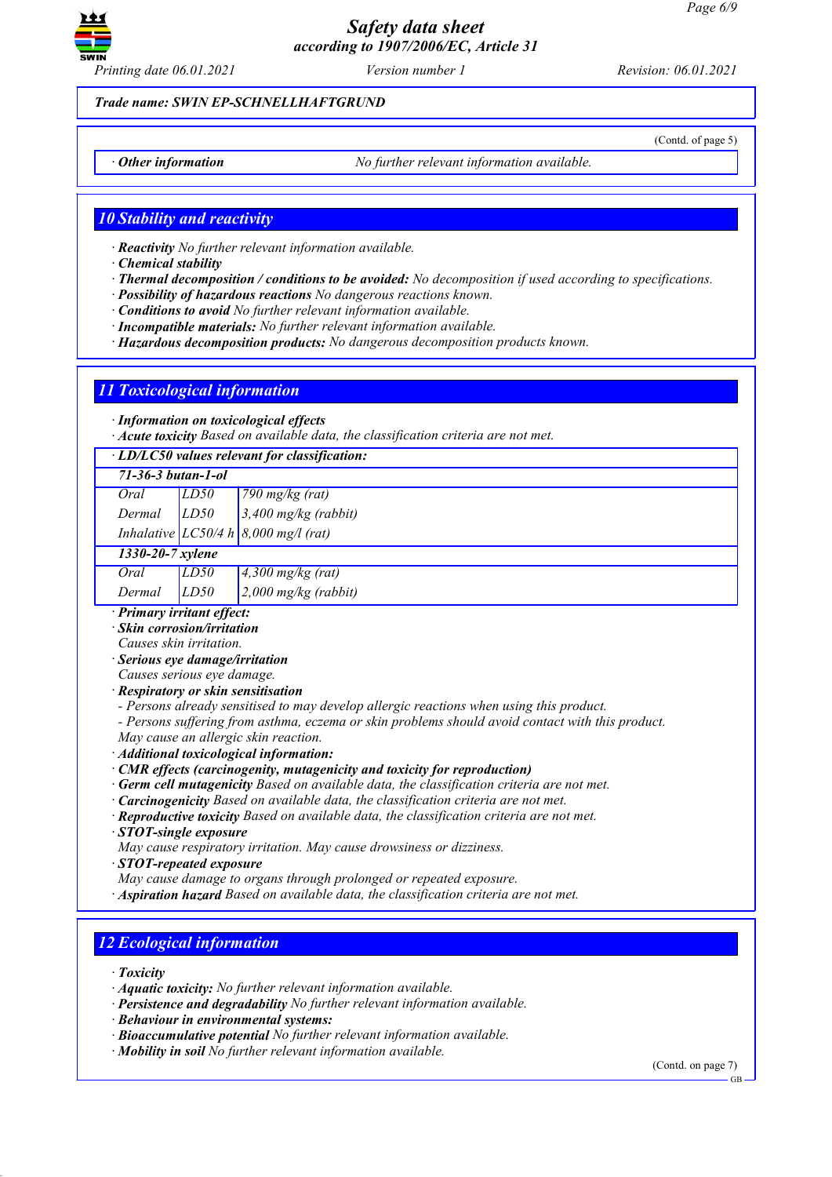*Trade name: SWIN EP-SCHNELLHAFTGRUND*

(Contd. of page 5)

· **Other information** No further relevant information available.

## 10 Stability and reactivity

· **Reactivity** No further relevant information available.
· **Chemical stability**
· **Thermal decomposition / conditions to be avoided:** No decomposition if used according to specifications.
· **Possibility of hazardous reactions** No dangerous reactions known.
· **Conditions to avoid** No further relevant information available.
· **Incompatible materials:** No further relevant information available.
· **Hazardous decomposition products:** No dangerous decomposition products known.

## 11 Toxicological information

· **Information on toxicological effects**
· **Acute toxicity** Based on available data, the classification criteria are not met.

| · LD/LC50 values relevant for classification: | | |
|---|---|---|
| **71-36-3 butan-1-ol** | | |
| Oral | LD50 | 790 mg/kg (rat) |
| Dermal | LD50 | 3,400 mg/kg (rabbit) |
| Inhalative | LC50/4 h | 8,000 mg/l (rat) |
| **1330-20-7 xylene** | | |
| Oral | LD50 | 4,300 mg/kg (rat) |
| Dermal | LD50 | 2,000 mg/kg (rabbit) |

· **Primary irritant effect:**
· **Skin corrosion/irritation**
Causes skin irritation.
· **Serious eye damage/irritation**
Causes serious eye damage.
· **Respiratory or skin sensitisation**
- Persons already sensitised to may develop allergic reactions when using this product.
- Persons suffering from asthma, eczema or skin problems should avoid contact with this product.
May cause an allergic skin reaction.
· **Additional toxicological information:**
· **CMR effects (carcinogenity, mutagenicity and toxicity for reproduction)**
· **Germ cell mutagenicity** Based on available data, the classification criteria are not met.
· **Carcinogenicity** Based on available data, the classification criteria are not met.
· **Reproductive toxicity** Based on available data, the classification criteria are not met.
· **STOT-single exposure**
May cause respiratory irritation. May cause drowsiness or dizziness.
· **STOT-repeated exposure**
May cause damage to organs through prolonged or repeated exposure.
· **Aspiration hazard** Based on available data, the classification criteria are not met.

## 12 Ecological information

· **Toxicity**
· **Aquatic toxicity:** No further relevant information available.
· **Persistence and degradability** No further relevant information available.
· **Behaviour in environmental systems:**
· **Bioaccumulative potential** No further relevant information available.
· **Mobility in soil** No further relevant information available.

(Contd. on page 7)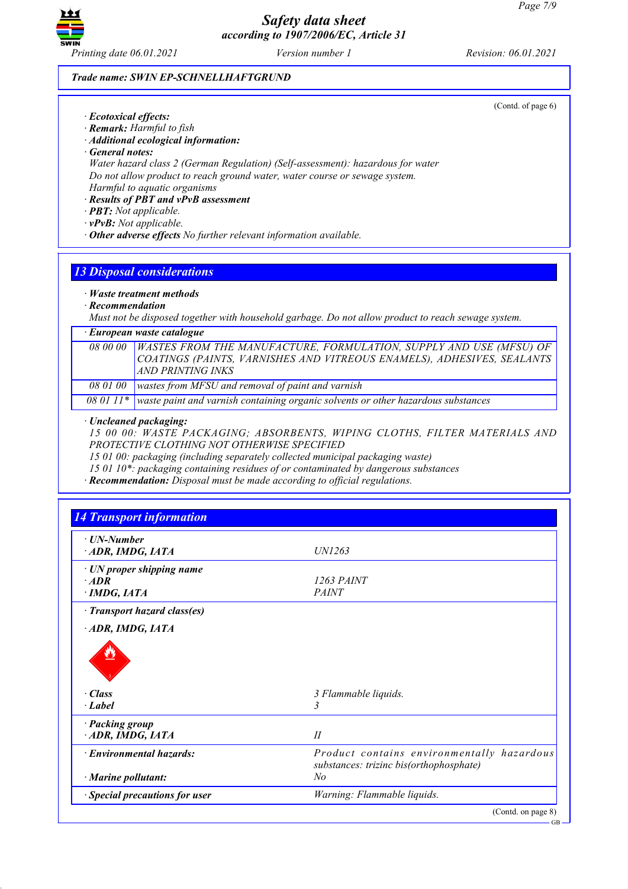(Contd. of page 6)

· **Ecotoxical effects:**
· **Remark:** *Harmful to fish*
· **Additional ecological information:**
· **General notes:**
*Water hazard class 2 (German Regulation) (Self-assessment): hazardous for water*
*Do not allow product to reach ground water, water course or sewage system.*
*Harmful to aquatic organisms*
· **Results of PBT and vPvB assessment**
· **PBT:** *Not applicable.*
· **vPvB:** *Not applicable.*
· **Other adverse effects** *No further relevant information available.*

## 13 Disposal considerations

· **Waste treatment methods**
· **Recommendation**
*Must not be disposed together with household garbage. Do not allow product to reach sewage system.*

| · European waste catalogue | |
|---|---|
| 08 00 00 | WASTES FROM THE MANUFACTURE, FORMULATION, SUPPLY AND USE (MFSU) OF COATINGS (PAINTS, VARNISHES AND VITREOUS ENAMELS), ADHESIVES, SEALANTS AND PRINTING INKS |
| 08 01 00 | wastes from MFSU and removal of paint and varnish |
| 08 01 11* | waste paint and varnish containing organic solvents or other hazardous substances |

· **Uncleaned packaging:**
*15 00 00: WASTE PACKAGING; ABSORBENTS, WIPING CLOTHS, FILTER MATERIALS AND PROTECTIVE CLOTHING NOT OTHERWISE SPECIFIED*
*15 01 00: packaging (including separately collected municipal packaging waste)*
*15 01 10*: packaging containing residues of or contaminated by dangerous substances*
· **Recommendation:** *Disposal must be made according to official regulations.*

## 14 Transport information

| | |
|---|---|
| · **UN-Number**<br>· **ADR, IMDG, IATA** | UN1263 |
| · **UN proper shipping name**<br>· **ADR**<br>· **IMDG, IATA** | <br>1263 PAINT<br>PAINT |
| · **Transport hazard class(es)**<br>· **ADR, IMDG, IATA**<br>· **Class**<br>· **Label** | <br><br>3 Flammable liquids.<br>3 |
| · **Packing group**<br>· **ADR, IMDG, IATA** | <br>II |
| · **Environmental hazards:**<br>· **Marine pollutant:** | Product contains environmentally hazardous substances: trizinc bis(orthophosphate)<br>No |
| · **Special precautions for user** | Warning: Flammable liquids. |

(Contd. on page 8)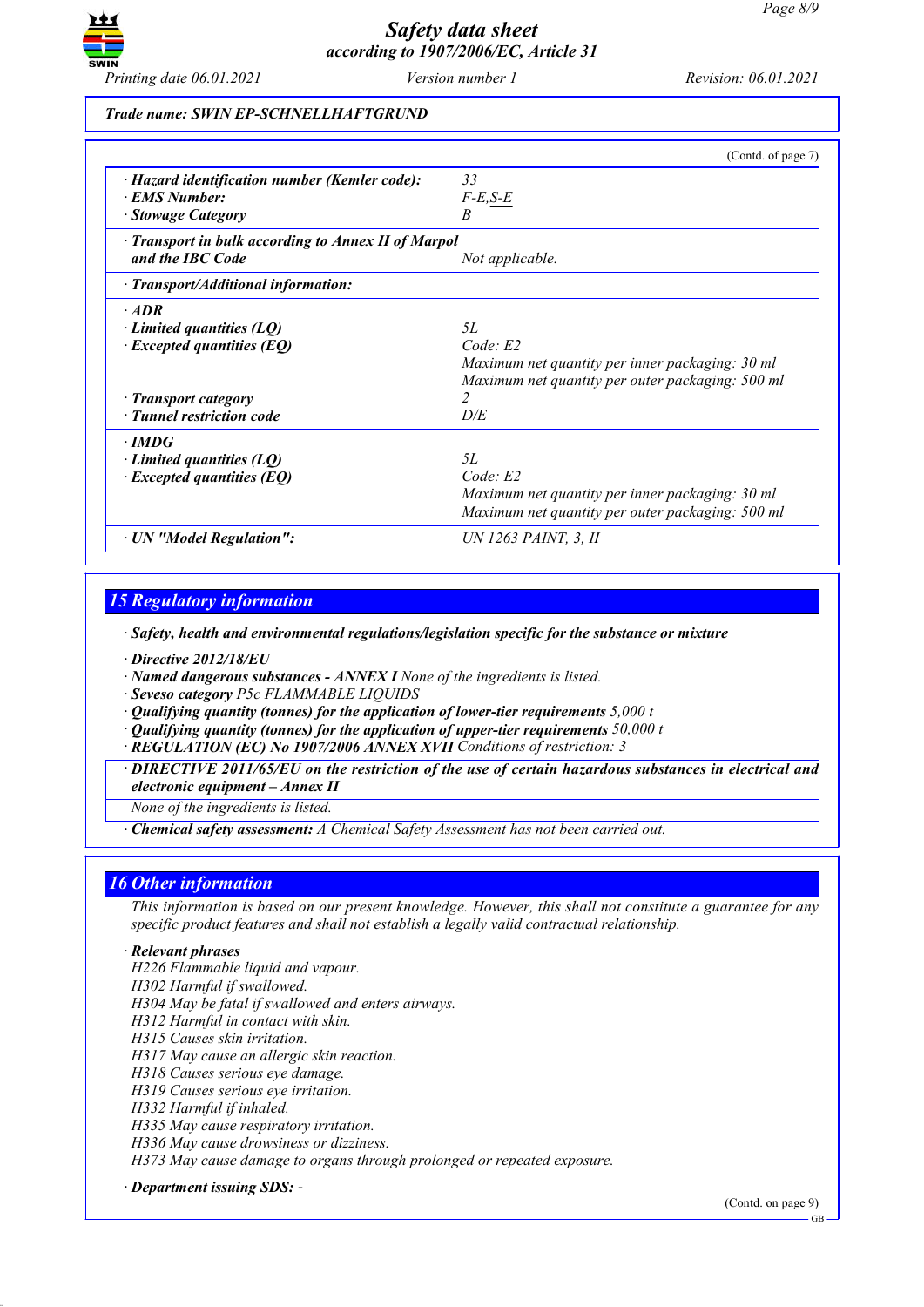**Trade name: SWIN EP-SCHNELLHAFTGRUND**

(Contd. of page 7)

| | |
|---|---|
| · **Hazard identification number (Kemler code):** | 33 |
| · **EMS Number:** | F-E,S-E |
| · **Stowage Category** | B |
| · **Transport in bulk according to Annex II of Marpol and the IBC Code** | Not applicable. |
| · **Transport/Additional information:** | |
| · **ADR** | |
| · **Limited quantities (LQ)** | 5L |
| · **Excepted quantities (EQ)** | Code: E2<br>Maximum net quantity per inner packaging: 30 ml<br>Maximum net quantity per outer packaging: 500 ml |
| · **Transport category** | 2 |
| · **Tunnel restriction code** | D/E |
| · **IMDG** | |
| · **Limited quantities (LQ)** | 5L |
| · **Excepted quantities (EQ)** | Code: E2<br>Maximum net quantity per inner packaging: 30 ml<br>Maximum net quantity per outer packaging: 500 ml |
| · **UN "Model Regulation":** | UN 1263 PAINT, 3, II |

## 15 Regulatory information

· **Safety, health and environmental regulations/legislation specific for the substance or mixture**

· **Directive 2012/18/EU**
· **Named dangerous substances - ANNEX I** None of the ingredients is listed.
· **Seveso category** P5c FLAMMABLE LIQUIDS
· **Qualifying quantity (tonnes) for the application of lower-tier requirements** 5,000 t
· **Qualifying quantity (tonnes) for the application of upper-tier requirements** 50,000 t
· **REGULATION (EC) No 1907/2006 ANNEX XVII** Conditions of restriction: 3

· **DIRECTIVE 2011/65/EU on the restriction of the use of certain hazardous substances in electrical and electronic equipment – Annex II**
None of the ingredients is listed.

· **Chemical safety assessment:** A Chemical Safety Assessment has not been carried out.

## 16 Other information

This information is based on our present knowledge. However, this shall not constitute a guarantee for any specific product features and shall not establish a legally valid contractual relationship.

· **Relevant phrases**
H226 Flammable liquid and vapour.
H302 Harmful if swallowed.
H304 May be fatal if swallowed and enters airways.
H312 Harmful in contact with skin.
H315 Causes skin irritation.
H317 May cause an allergic skin reaction.
H318 Causes serious eye damage.
H319 Causes serious eye irritation.
H332 Harmful if inhaled.
H335 May cause respiratory irritation.
H336 May cause drowsiness or dizziness.
H373 May cause damage to organs through prolonged or repeated exposure.

· **Department issuing SDS:** -

(Contd. on page 9)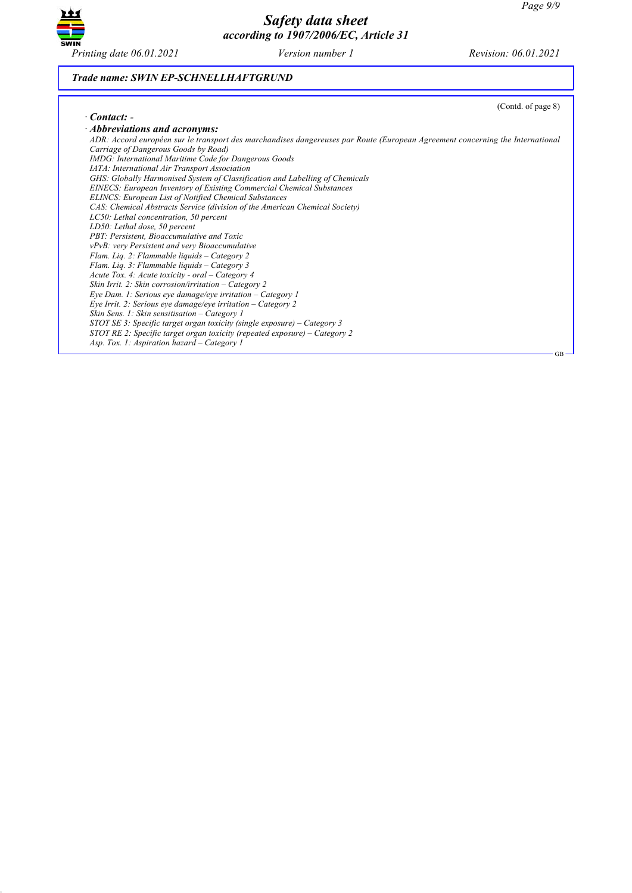## Trade name: SWIN EP-SCHNELLHAFTGRUND

(Contd. of page 8)

· **Contact:** -

· **Abbreviations and acronyms:**

*ADR: Accord européen sur le transport des marchandises dangereuses par Route (European Agreement concerning the International Carriage of Dangerous Goods by Road)*
*IMDG: International Maritime Code for Dangerous Goods*
*IATA: International Air Transport Association*
*GHS: Globally Harmonised System of Classification and Labelling of Chemicals*
*EINECS: European Inventory of Existing Commercial Chemical Substances*
*ELINCS: European List of Notified Chemical Substances*
*CAS: Chemical Abstracts Service (division of the American Chemical Society)*
*LC50: Lethal concentration, 50 percent*
*LD50: Lethal dose, 50 percent*
*PBT: Persistent, Bioaccumulative and Toxic*
*vPvB: very Persistent and very Bioaccumulative*
*Flam. Liq. 2: Flammable liquids – Category 2*
*Flam. Liq. 3: Flammable liquids – Category 3*
*Acute Tox. 4: Acute toxicity - oral – Category 4*
*Skin Irrit. 2: Skin corrosion/irritation – Category 2*
*Eye Dam. 1: Serious eye damage/eye irritation – Category 1*
*Eye Irrit. 2: Serious eye damage/eye irritation – Category 2*
*Skin Sens. 1: Skin sensitisation – Category 1*
*STOT SE 3: Specific target organ toxicity (single exposure) – Category 3*
*STOT RE 2: Specific target organ toxicity (repeated exposure) – Category 2*
*Asp. Tox. 1: Aspiration hazard – Category 1*

GB